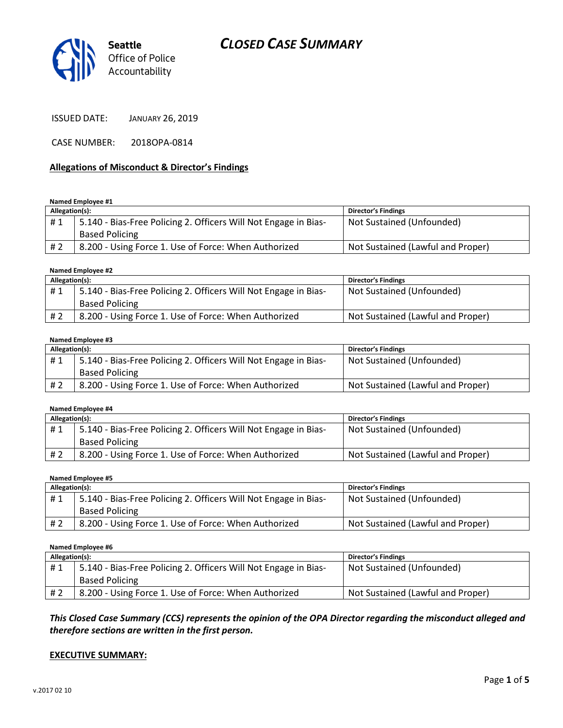# CLOSED CASE SUMMARY

Seattle Office of Police Accountability

ISSUED DATE: JANUARY 26, 2019

CASE NUMBER: 2018OPA-0814

## Allegations of Misconduct & Director's Findings

**Named Employee #1**

| Allegation(s): | | Director's Findings |
|---|---|---|
| # 1 | 5.140 - Bias-Free Policing 2. Officers Will Not Engage in Bias-Based Policing | Not Sustained (Unfounded) |
| # 2 | 8.200 - Using Force 1. Use of Force: When Authorized | Not Sustained (Lawful and Proper) |

**Named Employee #2**

| Allegation(s): | | Director's Findings |
|---|---|---|
| # 1 | 5.140 - Bias-Free Policing 2. Officers Will Not Engage in Bias-Based Policing | Not Sustained (Unfounded) |
| # 2 | 8.200 - Using Force 1. Use of Force: When Authorized | Not Sustained (Lawful and Proper) |

**Named Employee #3**

| Allegation(s): | | Director's Findings |
|---|---|---|
| # 1 | 5.140 - Bias-Free Policing 2. Officers Will Not Engage in Bias-Based Policing | Not Sustained (Unfounded) |
| # 2 | 8.200 - Using Force 1. Use of Force: When Authorized | Not Sustained (Lawful and Proper) |

**Named Employee #4**

| Allegation(s): | | Director's Findings |
|---|---|---|
| # 1 | 5.140 - Bias-Free Policing 2. Officers Will Not Engage in Bias-Based Policing | Not Sustained (Unfounded) |
| # 2 | 8.200 - Using Force 1. Use of Force: When Authorized | Not Sustained (Lawful and Proper) |

**Named Employee #5**

| Allegation(s): | | Director's Findings |
|---|---|---|
| # 1 | 5.140 - Bias-Free Policing 2. Officers Will Not Engage in Bias-Based Policing | Not Sustained (Unfounded) |
| # 2 | 8.200 - Using Force 1. Use of Force: When Authorized | Not Sustained (Lawful and Proper) |

**Named Employee #6**

| Allegation(s): | | Director's Findings |
|---|---|---|
| # 1 | 5.140 - Bias-Free Policing 2. Officers Will Not Engage in Bias-Based Policing | Not Sustained (Unfounded) |
| # 2 | 8.200 - Using Force 1. Use of Force: When Authorized | Not Sustained (Lawful and Proper) |

***This Closed Case Summary (CCS) represents the opinion of the OPA Director regarding the misconduct alleged and therefore sections are written in the first person.***

**EXECUTIVE SUMMARY:**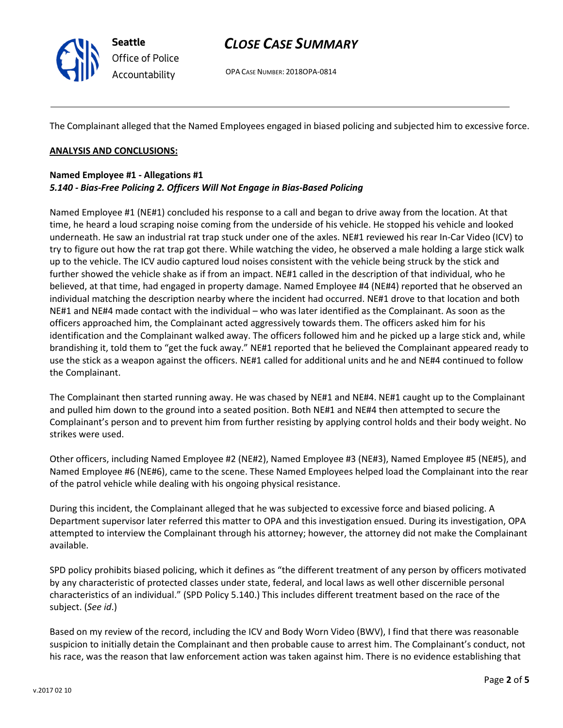The Complainant alleged that the Named Employees engaged in biased policing and subjected him to excessive force.

**ANALYSIS AND CONCLUSIONS:**

**Named Employee #1 - Allegations #1**
***5.140 - Bias-Free Policing 2. Officers Will Not Engage in Bias-Based Policing***

Named Employee #1 (NE#1) concluded his response to a call and began to drive away from the location. At that time, he heard a loud scraping noise coming from the underside of his vehicle. He stopped his vehicle and looked underneath. He saw an industrial rat trap stuck under one of the axles. NE#1 reviewed his rear In-Car Video (ICV) to try to figure out how the rat trap got there. While watching the video, he observed a male holding a large stick walk up to the vehicle. The ICV audio captured loud noises consistent with the vehicle being struck by the stick and further showed the vehicle shake as if from an impact. NE#1 called in the description of that individual, who he believed, at that time, had engaged in property damage. Named Employee #4 (NE#4) reported that he observed an individual matching the description nearby where the incident had occurred. NE#1 drove to that location and both NE#1 and NE#4 made contact with the individual – who was later identified as the Complainant. As soon as the officers approached him, the Complainant acted aggressively towards them. The officers asked him for his identification and the Complainant walked away. The officers followed him and he picked up a large stick and, while brandishing it, told them to "get the fuck away." NE#1 reported that he believed the Complainant appeared ready to use the stick as a weapon against the officers. NE#1 called for additional units and he and NE#4 continued to follow the Complainant.

The Complainant then started running away. He was chased by NE#1 and NE#4. NE#1 caught up to the Complainant and pulled him down to the ground into a seated position. Both NE#1 and NE#4 then attempted to secure the Complainant's person and to prevent him from further resisting by applying control holds and their body weight. No strikes were used.

Other officers, including Named Employee #2 (NE#2), Named Employee #3 (NE#3), Named Employee #5 (NE#5), and Named Employee #6 (NE#6), came to the scene. These Named Employees helped load the Complainant into the rear of the patrol vehicle while dealing with his ongoing physical resistance.

During this incident, the Complainant alleged that he was subjected to excessive force and biased policing. A Department supervisor later referred this matter to OPA and this investigation ensued. During its investigation, OPA attempted to interview the Complainant through his attorney; however, the attorney did not make the Complainant available.

SPD policy prohibits biased policing, which it defines as "the different treatment of any person by officers motivated by any characteristic of protected classes under state, federal, and local laws as well other discernible personal characteristics of an individual." (SPD Policy 5.140.) This includes different treatment based on the race of the subject. (*See id*.)

Based on my review of the record, including the ICV and Body Worn Video (BWV), I find that there was reasonable suspicion to initially detain the Complainant and then probable cause to arrest him. The Complainant's conduct, not his race, was the reason that law enforcement action was taken against him. There is no evidence establishing that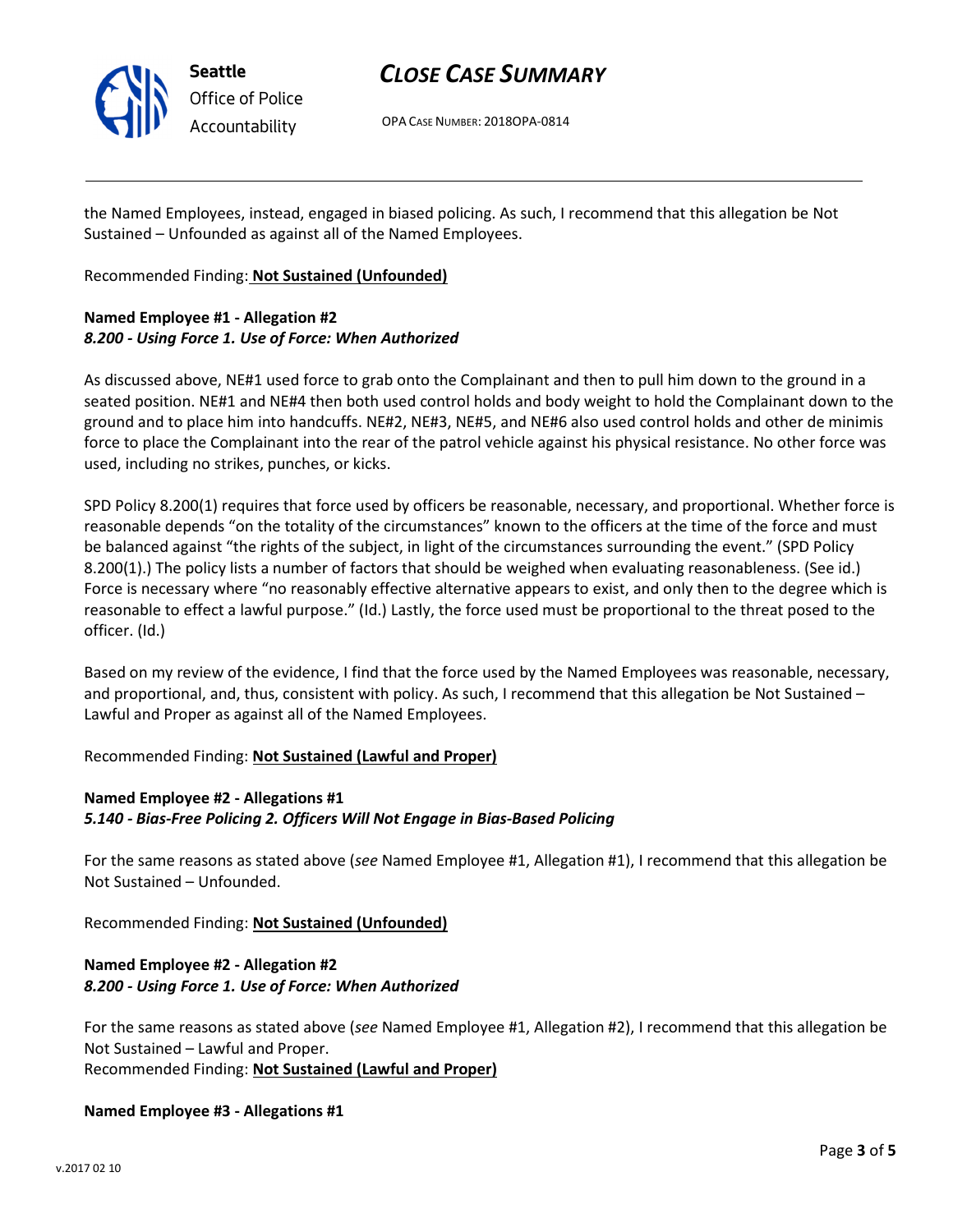the Named Employees, instead, engaged in biased policing. As such, I recommend that this allegation be Not Sustained – Unfounded as against all of the Named Employees.

Recommended Finding: **Not Sustained (Unfounded)**

**Named Employee #1 - Allegation #2**
***8.200 - Using Force 1. Use of Force: When Authorized***

As discussed above, NE#1 used force to grab onto the Complainant and then to pull him down to the ground in a seated position. NE#1 and NE#4 then both used control holds and body weight to hold the Complainant down to the ground and to place him into handcuffs. NE#2, NE#3, NE#5, and NE#6 also used control holds and other de minimis force to place the Complainant into the rear of the patrol vehicle against his physical resistance. No other force was used, including no strikes, punches, or kicks.

SPD Policy 8.200(1) requires that force used by officers be reasonable, necessary, and proportional. Whether force is reasonable depends "on the totality of the circumstances" known to the officers at the time of the force and must be balanced against "the rights of the subject, in light of the circumstances surrounding the event." (SPD Policy 8.200(1).) The policy lists a number of factors that should be weighed when evaluating reasonableness. (See id.) Force is necessary where "no reasonably effective alternative appears to exist, and only then to the degree which is reasonable to effect a lawful purpose." (Id.) Lastly, the force used must be proportional to the threat posed to the officer. (Id.)

Based on my review of the evidence, I find that the force used by the Named Employees was reasonable, necessary, and proportional, and, thus, consistent with policy. As such, I recommend that this allegation be Not Sustained – Lawful and Proper as against all of the Named Employees.

Recommended Finding: **Not Sustained (Lawful and Proper)**

**Named Employee #2 - Allegations #1**
***5.140 - Bias-Free Policing 2. Officers Will Not Engage in Bias-Based Policing***

For the same reasons as stated above (*see* Named Employee #1, Allegation #1), I recommend that this allegation be Not Sustained – Unfounded.

Recommended Finding: **Not Sustained (Unfounded)**

**Named Employee #2 - Allegation #2**
***8.200 - Using Force 1. Use of Force: When Authorized***

For the same reasons as stated above (*see* Named Employee #1, Allegation #2), I recommend that this allegation be Not Sustained – Lawful and Proper.
Recommended Finding: **Not Sustained (Lawful and Proper)**

**Named Employee #3 - Allegations #1**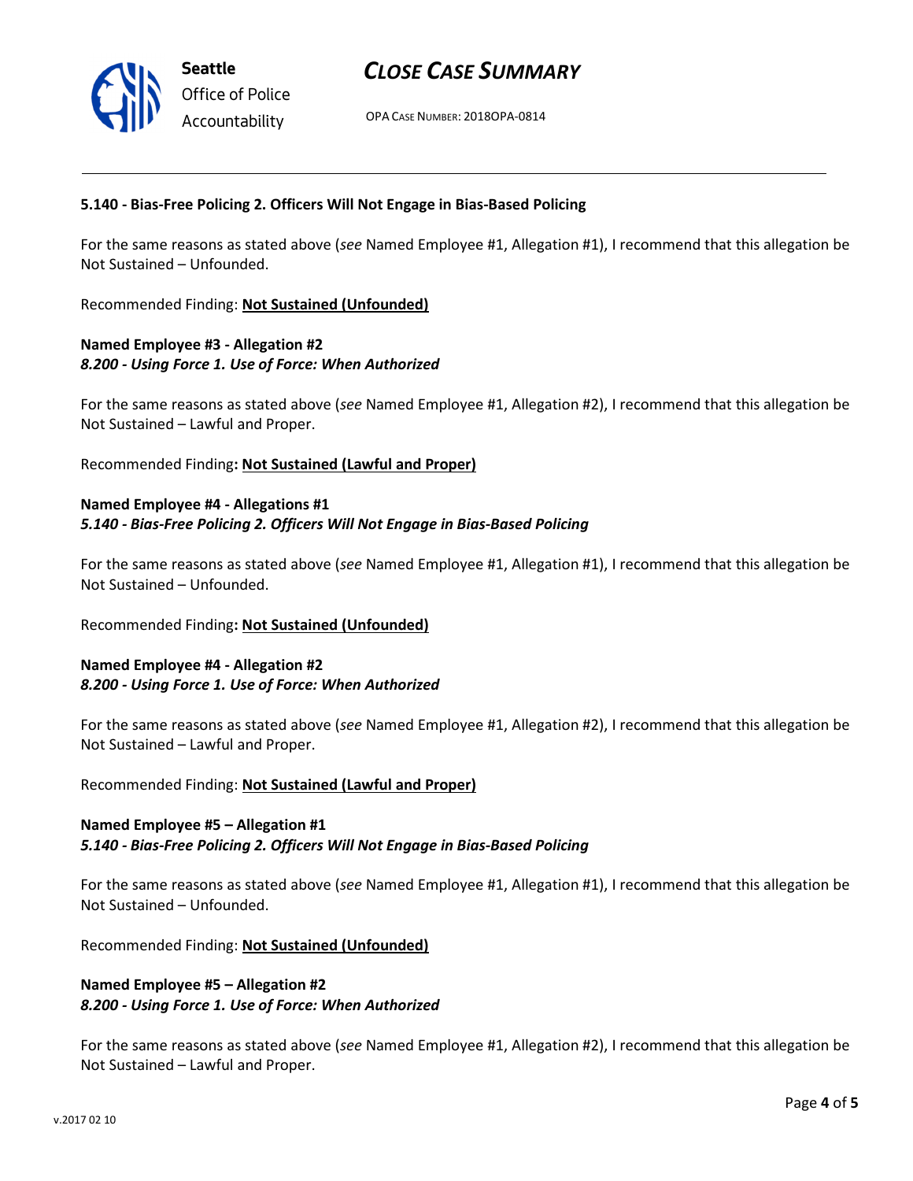**5.140 - Bias-Free Policing 2. Officers Will Not Engage in Bias-Based Policing**

For the same reasons as stated above (*see* Named Employee #1, Allegation #1), I recommend that this allegation be Not Sustained – Unfounded.

Recommended Finding: **Not Sustained (Unfounded)**

**Named Employee #3 - Allegation #2**
***8.200 - Using Force 1. Use of Force: When Authorized***

For the same reasons as stated above (*see* Named Employee #1, Allegation #2), I recommend that this allegation be Not Sustained – Lawful and Proper.

Recommended Finding**: Not Sustained (Lawful and Proper)**

**Named Employee #4 - Allegations #1**
***5.140 - Bias-Free Policing 2. Officers Will Not Engage in Bias-Based Policing***

For the same reasons as stated above (*see* Named Employee #1, Allegation #1), I recommend that this allegation be Not Sustained – Unfounded.

Recommended Finding**: Not Sustained (Unfounded)**

**Named Employee #4 - Allegation #2**
***8.200 - Using Force 1. Use of Force: When Authorized***

For the same reasons as stated above (*see* Named Employee #1, Allegation #2), I recommend that this allegation be Not Sustained – Lawful and Proper.

Recommended Finding: **Not Sustained (Lawful and Proper)**

**Named Employee #5 – Allegation #1**
***5.140 - Bias-Free Policing 2. Officers Will Not Engage in Bias-Based Policing***

For the same reasons as stated above (*see* Named Employee #1, Allegation #1), I recommend that this allegation be Not Sustained – Unfounded.

Recommended Finding: **Not Sustained (Unfounded)**

**Named Employee #5 – Allegation #2**
***8.200 - Using Force 1. Use of Force: When Authorized***

For the same reasons as stated above (*see* Named Employee #1, Allegation #2), I recommend that this allegation be Not Sustained – Lawful and Proper.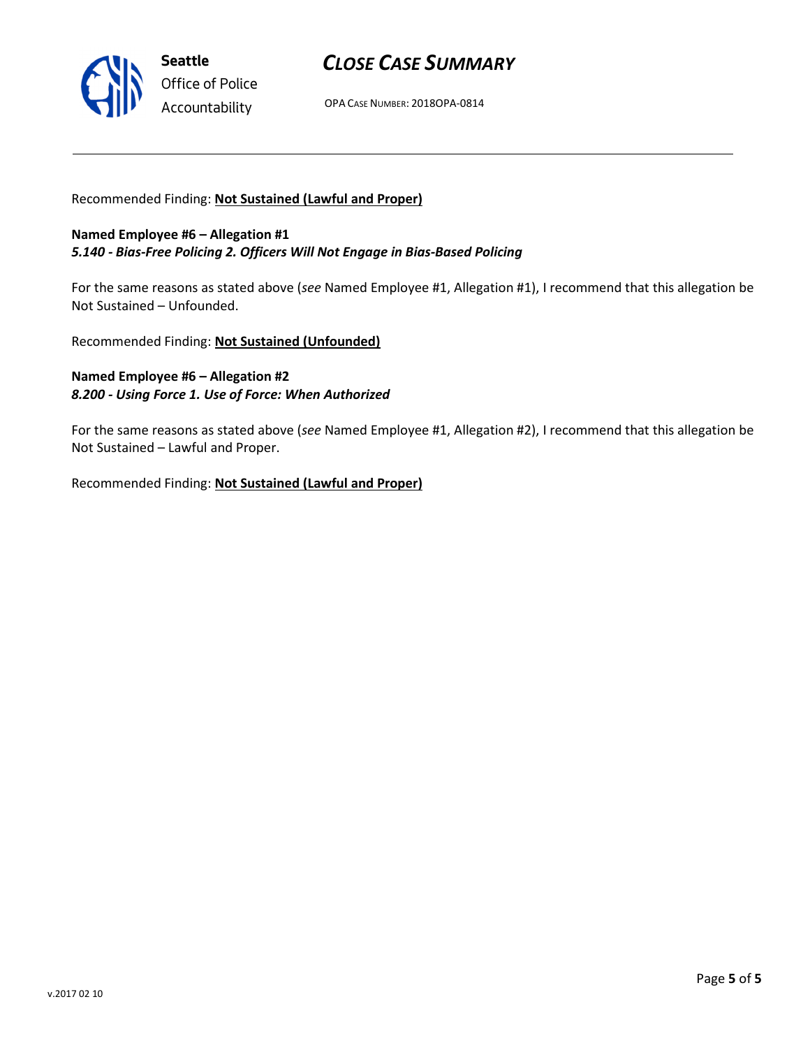Recommended Finding: **Not Sustained (Lawful and Proper)**

**Named Employee #6 – Allegation #1**
***5.140 - Bias-Free Policing 2. Officers Will Not Engage in Bias-Based Policing***

For the same reasons as stated above (*see* Named Employee #1, Allegation #1), I recommend that this allegation be Not Sustained – Unfounded.

Recommended Finding: **Not Sustained (Unfounded)**

**Named Employee #6 – Allegation #2**
***8.200 - Using Force 1. Use of Force: When Authorized***

For the same reasons as stated above (*see* Named Employee #1, Allegation #2), I recommend that this allegation be Not Sustained – Lawful and Proper.

Recommended Finding: **Not Sustained (Lawful and Proper)**